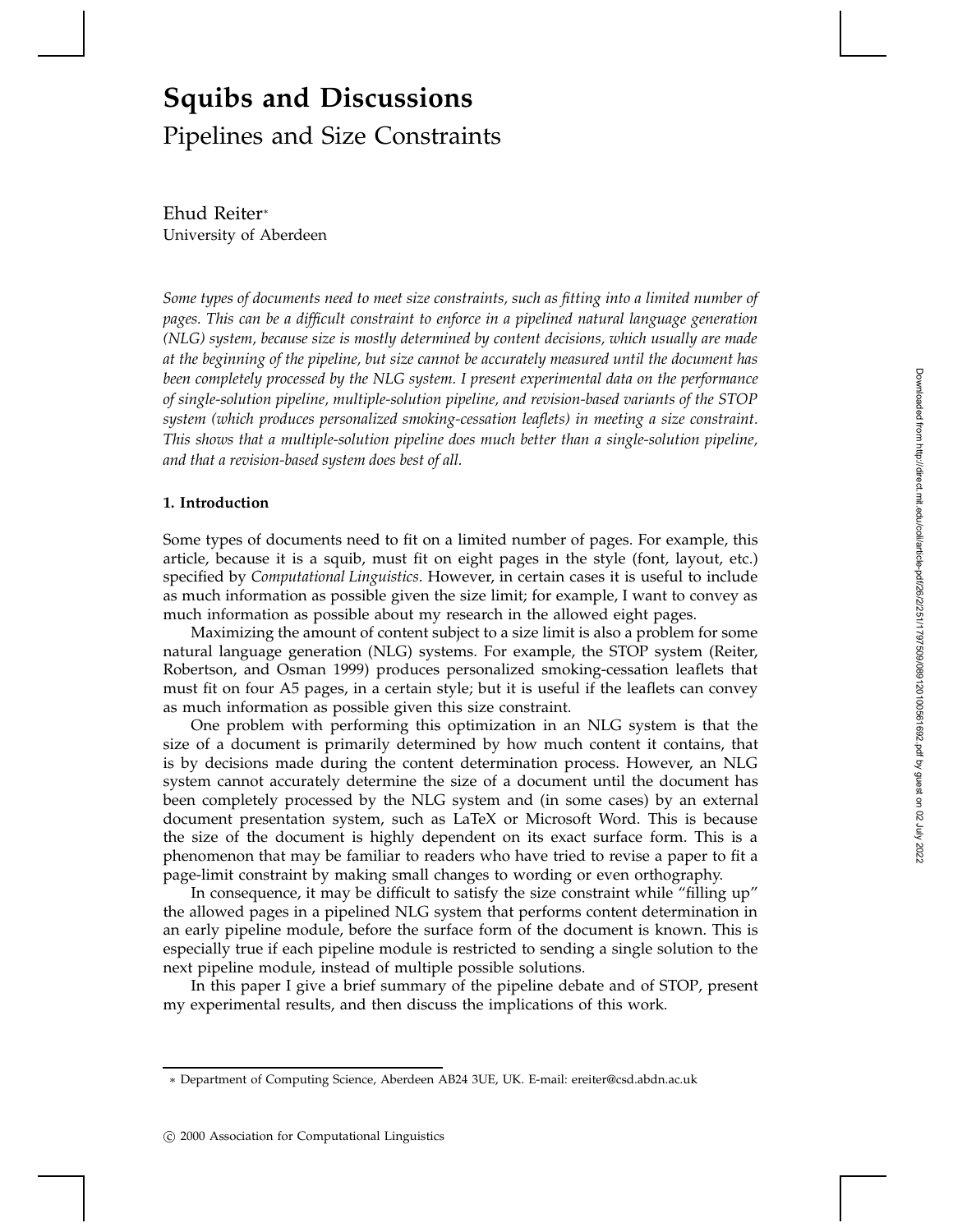# Squibs and Discussions

## Pipelines and Size Constraints

Ehud Reiter*
University of Aberdeen

*Some types of documents need to meet size constraints, such as fitting into a limited number of pages. This can be a difficult constraint to enforce in a pipelined natural language generation (NLG) system, because size is mostly determined by content decisions, which usually are made at the beginning of the pipeline, but size cannot be accurately measured until the document has been completely processed by the NLG system. I present experimental data on the performance of single-solution pipeline, multiple-solution pipeline, and revision-based variants of the STOP system (which produces personalized smoking-cessation leaflets) in meeting a size constraint. This shows that a multiple-solution pipeline does much better than a single-solution pipeline, and that a revision-based system does best of all.*

### 1. Introduction

Some types of documents need to fit on a limited number of pages. For example, this article, because it is a squib, must fit on eight pages in the style (font, layout, etc.) specified by *Computational Linguistics*. However, in certain cases it is useful to include as much information as possible given the size limit; for example, I want to convey as much information as possible about my research in the allowed eight pages.

Maximizing the amount of content subject to a size limit is also a problem for some natural language generation (NLG) systems. For example, the STOP system (Reiter, Robertson, and Osman 1999) produces personalized smoking-cessation leaflets that must fit on four A5 pages, in a certain style; but it is useful if the leaflets can convey as much information as possible given this size constraint.

One problem with performing this optimization in an NLG system is that the size of a document is primarily determined by how much content it contains, that is by decisions made during the content determination process. However, an NLG system cannot accurately determine the size of a document until the document has been completely processed by the NLG system and (in some cases) by an external document presentation system, such as LaTeX or Microsoft Word. This is because the size of the document is highly dependent on its exact surface form. This is a phenomenon that may be familiar to readers who have tried to revise a paper to fit a page-limit constraint by making small changes to wording or even orthography.

In consequence, it may be difficult to satisfy the size constraint while "filling up" the allowed pages in a pipelined NLG system that performs content determination in an early pipeline module, before the surface form of the document is known. This is especially true if each pipeline module is restricted to sending a single solution to the next pipeline module, instead of multiple possible solutions.

In this paper I give a brief summary of the pipeline debate and of STOP, present my experimental results, and then discuss the implications of this work.

---

* Department of Computing Science, Aberdeen AB24 3UE, UK. E-mail: ereiter@csd.abdn.ac.uk

© 2000 Association for Computational Linguistics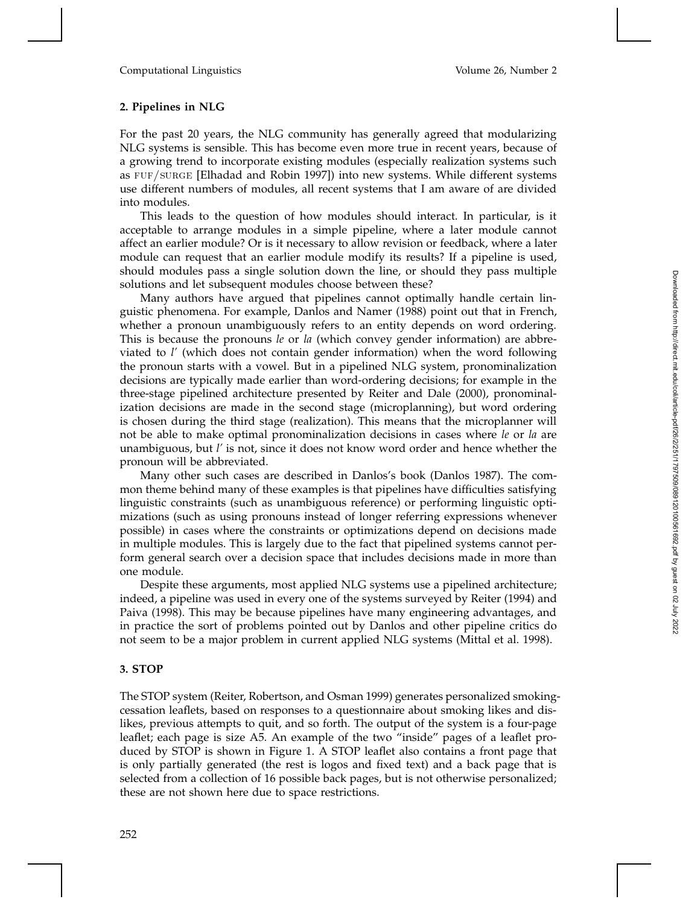## 2. Pipelines in NLG

For the past 20 years, the NLG community has generally agreed that modularizing NLG systems is sensible. This has become even more true in recent years, because of a growing trend to incorporate existing modules (especially realization systems such as FUF/SURGE [Elhadad and Robin 1997]) into new systems. While different systems use different numbers of modules, all recent systems that I am aware of are divided into modules.

This leads to the question of how modules should interact. In particular, is it acceptable to arrange modules in a simple pipeline, where a later module cannot affect an earlier module? Or is it necessary to allow revision or feedback, where a later module can request that an earlier module modify its results? If a pipeline is used, should modules pass a single solution down the line, or should they pass multiple solutions and let subsequent modules choose between these?

Many authors have argued that pipelines cannot optimally handle certain linguistic phenomena. For example, Danlos and Namer (1988) point out that in French, whether a pronoun unambiguously refers to an entity depends on word ordering. This is because the pronouns *le* or *la* (which convey gender information) are abbreviated to *l′* (which does not contain gender information) when the word following the pronoun starts with a vowel. But in a pipelined NLG system, pronominalization decisions are typically made earlier than word-ordering decisions; for example in the three-stage pipelined architecture presented by Reiter and Dale (2000), pronominalization decisions are made in the second stage (microplanning), but word ordering is chosen during the third stage (realization). This means that the microplanner will not be able to make optimal pronominalization decisions in cases where *le* or *la* are unambiguous, but *l′* is not, since it does not know word order and hence whether the pronoun will be abbreviated.

Many other such cases are described in Danlos's book (Danlos 1987). The common theme behind many of these examples is that pipelines have difficulties satisfying linguistic constraints (such as unambiguous reference) or performing linguistic optimizations (such as using pronouns instead of longer referring expressions whenever possible) in cases where the constraints or optimizations depend on decisions made in multiple modules. This is largely due to the fact that pipelined systems cannot perform general search over a decision space that includes decisions made in more than one module.

Despite these arguments, most applied NLG systems use a pipelined architecture; indeed, a pipeline was used in every one of the systems surveyed by Reiter (1994) and Paiva (1998). This may be because pipelines have many engineering advantages, and in practice the sort of problems pointed out by Danlos and other pipeline critics do not seem to be a major problem in current applied NLG systems (Mittal et al. 1998).

## 3. STOP

The STOP system (Reiter, Robertson, and Osman 1999) generates personalized smoking-cessation leaflets, based on responses to a questionnaire about smoking likes and dislikes, previous attempts to quit, and so forth. The output of the system is a four-page leaflet; each page is size A5. An example of the two "inside" pages of a leaflet produced by STOP is shown in Figure 1. A STOP leaflet also contains a front page that is only partially generated (the rest is logos and fixed text) and a back page that is selected from a collection of 16 possible back pages, but is not otherwise personalized; these are not shown here due to space restrictions.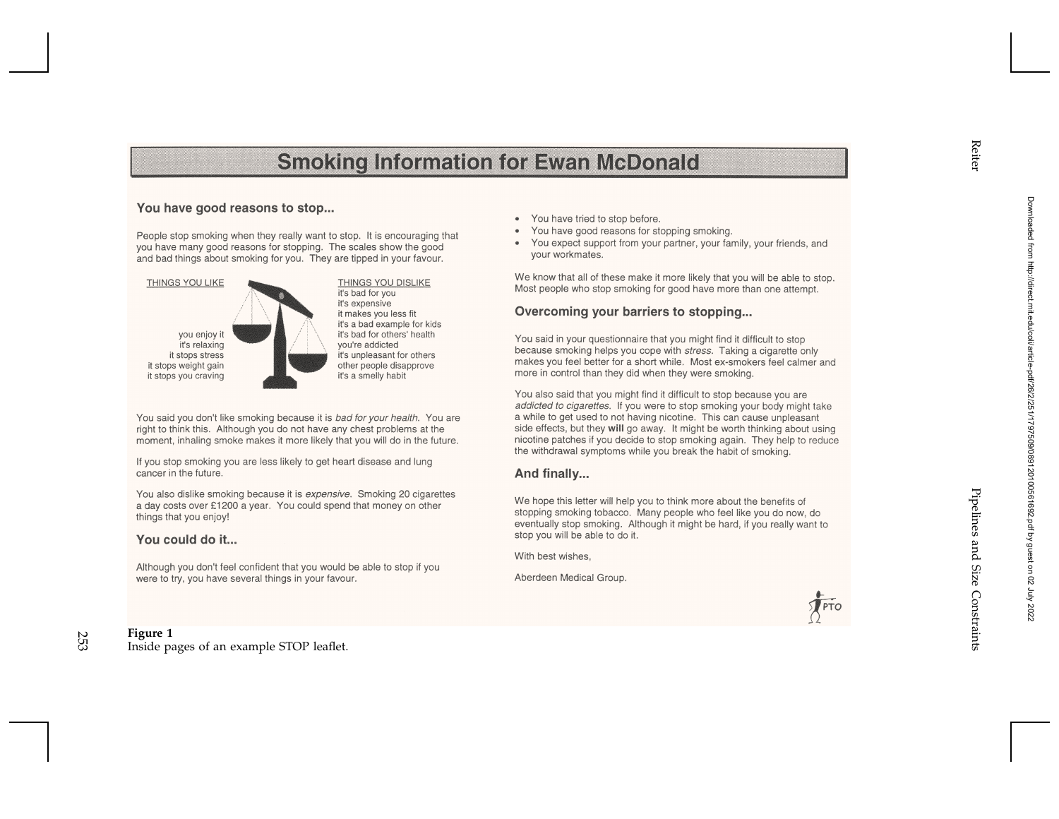# Smoking Information for Ewan McDonald

## You have good reasons to stop...

People stop smoking when they really want to stop. It is encouraging that you have many good reasons for stopping. The scales show the good and bad things about smoking for you. They are tipped in your favour.

| THINGS YOU LIKE | THINGS YOU DISLIKE |
|---|---|
| you enjoy it | it's bad for you |
| it's relaxing | it's expensive |
| it stops stress | it makes you less fit |
| it stops weight gain | it's a bad example for kids |
| it stops you craving | it's bad for others' health |
| | you're addicted |
| | it's unpleasant for others |
| | other people disapprove |
| | it's a smelly habit |

You said you don't like smoking because it is *bad for your health*. You are right to think this. Although you do not have any chest problems at the moment, inhaling smoke makes it more likely that you will do in the future.

If you stop smoking you are less likely to get heart disease and lung cancer in the future.

You also dislike smoking because it is *expensive*. Smoking 20 cigarettes a day costs over £1200 a year. You could spend that money on other things that you enjoy!

## You could do it...

Although you don't feel confident that you would be able to stop if you were to try, you have several things in your favour.

- You have tried to stop before.
- You have good reasons for stopping smoking.
- You expect support from your partner, your family, your friends, and your workmates.

We know that all of these make it more likely that you will be able to stop. Most people who stop smoking for good have more than one attempt.

## Overcoming your barriers to stopping...

You said in your questionnaire that you might find it difficult to stop because smoking helps you cope with *stress*. Taking a cigarette only makes you feel better for a short while. Most ex-smokers feel calmer and more in control than they did when they were smoking.

You also said that you might find it difficult to stop because you are *addicted to cigarettes*. If you were to stop smoking your body might take a while to get used to not having nicotine. This can cause unpleasant side effects, but they **will** go away. It might be worth thinking about using nicotine patches if you decide to stop smoking again. They help to reduce the withdrawal symptoms while you break the habit of smoking.

## And finally...

We hope this letter will help you to think more about the benefits of stopping smoking tobacco. Many people who feel like you do now, do eventually stop smoking. Although it might be hard, if you really want to stop you will be able to do it.

With best wishes,

Aberdeen Medical Group.

PTO

**Figure 1**
Inside pages of an example STOP leaflet.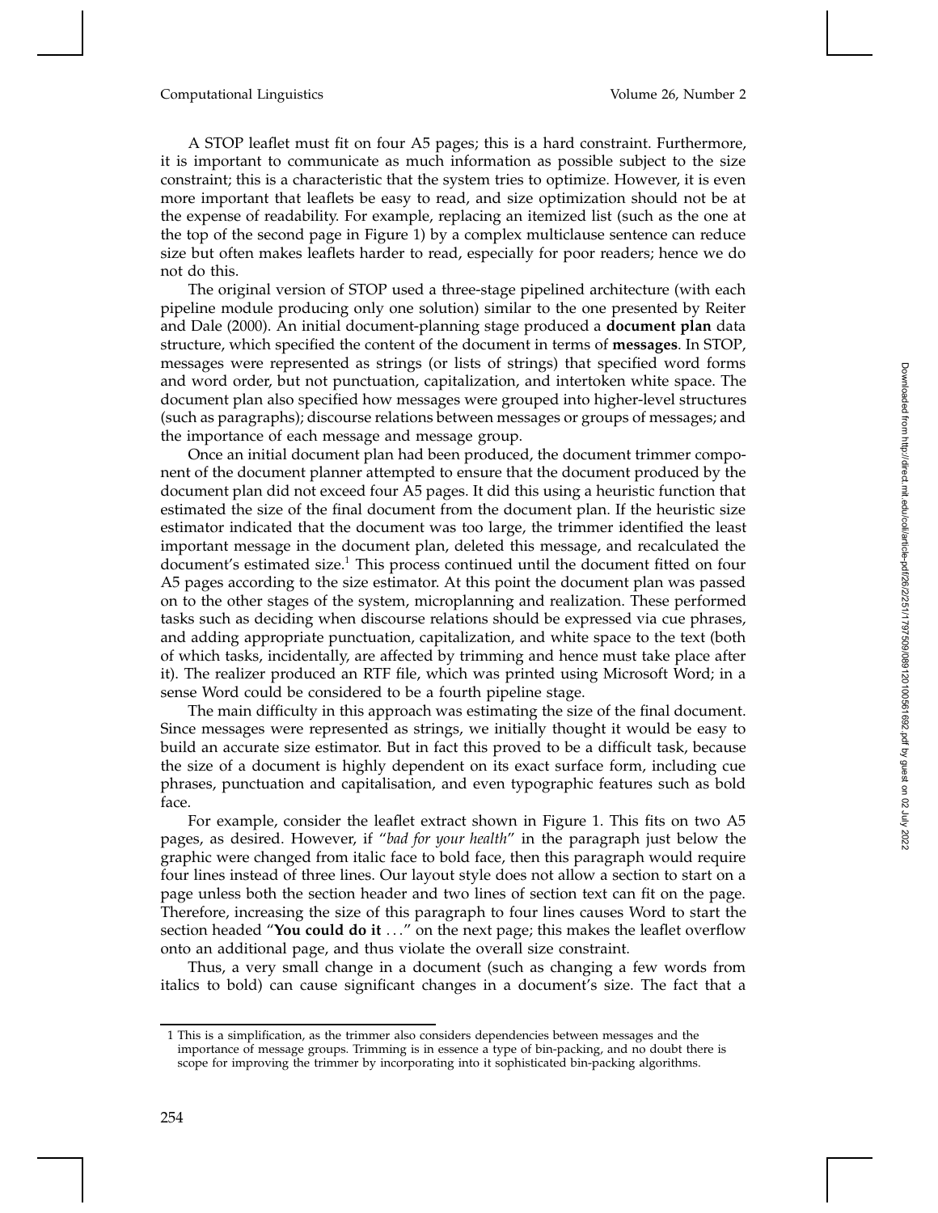A STOP leaflet must fit on four A5 pages; this is a hard constraint. Furthermore, it is important to communicate as much information as possible subject to the size constraint; this is a characteristic that the system tries to optimize. However, it is even more important that leaflets be easy to read, and size optimization should not be at the expense of readability. For example, replacing an itemized list (such as the one at the top of the second page in Figure 1) by a complex multiclause sentence can reduce size but often makes leaflets harder to read, especially for poor readers; hence we do not do this.

The original version of STOP used a three-stage pipelined architecture (with each pipeline module producing only one solution) similar to the one presented by Reiter and Dale (2000). An initial document-planning stage produced a **document plan** data structure, which specified the content of the document in terms of **messages**. In STOP, messages were represented as strings (or lists of strings) that specified word forms and word order, but not punctuation, capitalization, and intertoken white space. The document plan also specified how messages were grouped into higher-level structures (such as paragraphs); discourse relations between messages or groups of messages; and the importance of each message and message group.

Once an initial document plan had been produced, the document trimmer component of the document planner attempted to ensure that the document produced by the document plan did not exceed four A5 pages. It did this using a heuristic function that estimated the size of the final document from the document plan. If the heuristic size estimator indicated that the document was too large, the trimmer identified the least important message in the document plan, deleted this message, and recalculated the document's estimated size.[1] This process continued until the document fitted on four A5 pages according to the size estimator. At this point the document plan was passed on to the other stages of the system, microplanning and realization. These performed tasks such as deciding when discourse relations should be expressed via cue phrases, and adding appropriate punctuation, capitalization, and white space to the text (both of which tasks, incidentally, are affected by trimming and hence must take place after it). The realizer produced an RTF file, which was printed using Microsoft Word; in a sense Word could be considered to be a fourth pipeline stage.

The main difficulty in this approach was estimating the size of the final document. Since messages were represented as strings, we initially thought it would be easy to build an accurate size estimator. But in fact this proved to be a difficult task, because the size of a document is highly dependent on its exact surface form, including cue phrases, punctuation and capitalisation, and even typographic features such as bold face.

For example, consider the leaflet extract shown in Figure 1. This fits on two A5 pages, as desired. However, if "*bad for your health*" in the paragraph just below the graphic were changed from italic face to bold face, then this paragraph would require four lines instead of three lines. Our layout style does not allow a section to start on a page unless both the section header and two lines of section text can fit on the page. Therefore, increasing the size of this paragraph to four lines causes Word to start the section headed "**You could do it** ..." on the next page; this makes the leaflet overflow onto an additional page, and thus violate the overall size constraint.

Thus, a very small change in a document (such as changing a few words from italics to bold) can cause significant changes in a document's size. The fact that a

[1] This is a simplification, as the trimmer also considers dependencies between messages and the importance of message groups. Trimming is in essence a type of bin-packing, and no doubt there is scope for improving the trimmer by incorporating into it sophisticated bin-packing algorithms.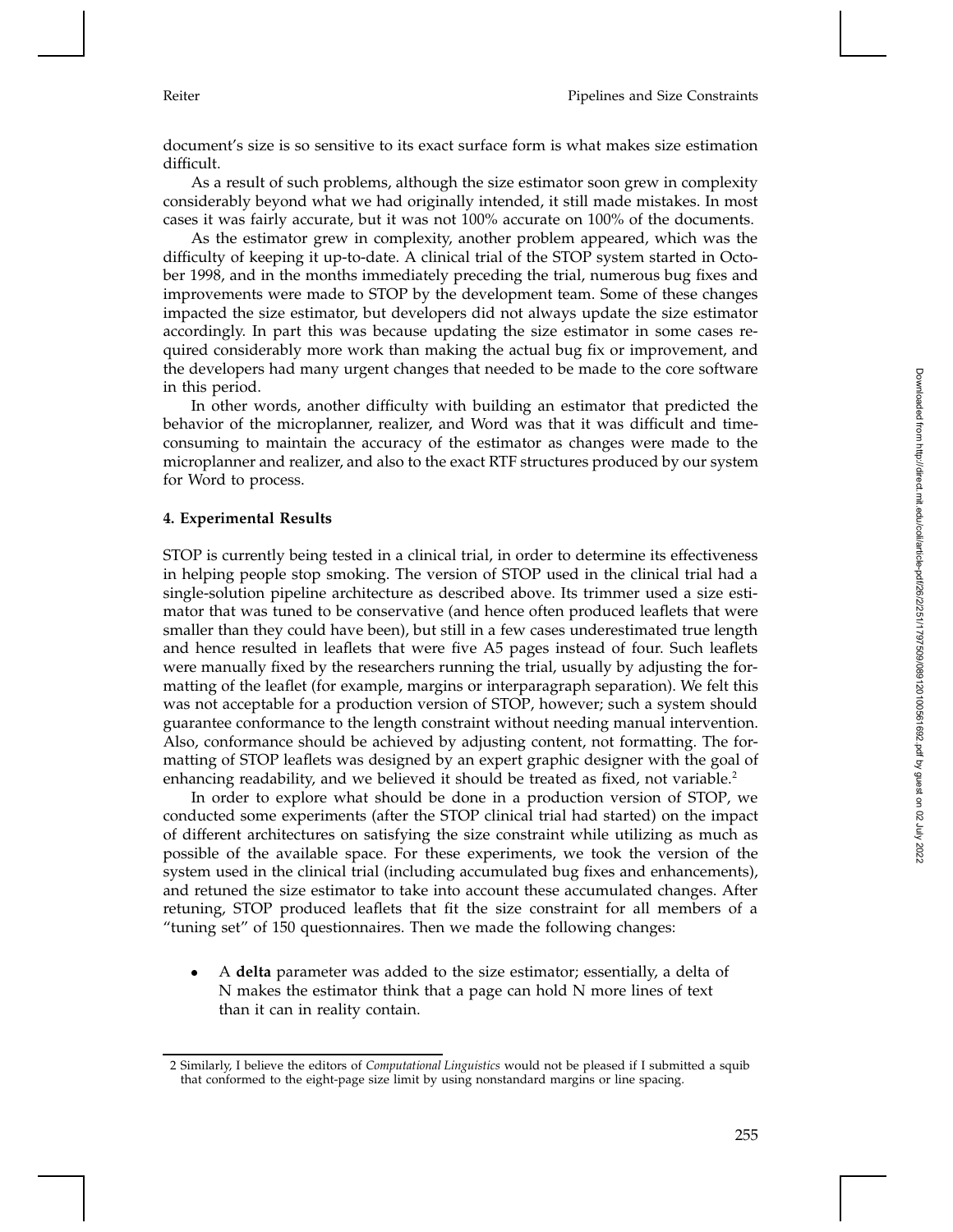document's size is so sensitive to its exact surface form is what makes size estimation difficult.

As a result of such problems, although the size estimator soon grew in complexity considerably beyond what we had originally intended, it still made mistakes. In most cases it was fairly accurate, but it was not 100% accurate on 100% of the documents.

As the estimator grew in complexity, another problem appeared, which was the difficulty of keeping it up-to-date. A clinical trial of the STOP system started in October 1998, and in the months immediately preceding the trial, numerous bug fixes and improvements were made to STOP by the development team. Some of these changes impacted the size estimator, but developers did not always update the size estimator accordingly. In part this was because updating the size estimator in some cases required considerably more work than making the actual bug fix or improvement, and the developers had many urgent changes that needed to be made to the core software in this period.

In other words, another difficulty with building an estimator that predicted the behavior of the microplanner, realizer, and Word was that it was difficult and time-consuming to maintain the accuracy of the estimator as changes were made to the microplanner and realizer, and also to the exact RTF structures produced by our system for Word to process.

## 4. Experimental Results

STOP is currently being tested in a clinical trial, in order to determine its effectiveness in helping people stop smoking. The version of STOP used in the clinical trial had a single-solution pipeline architecture as described above. Its trimmer used a size estimator that was tuned to be conservative (and hence often produced leaflets that were smaller than they could have been), but still in a few cases underestimated true length and hence resulted in leaflets that were five A5 pages instead of four. Such leaflets were manually fixed by the researchers running the trial, usually by adjusting the formatting of the leaflet (for example, margins or interparagraph separation). We felt this was not acceptable for a production version of STOP, however; such a system should guarantee conformance to the length constraint without needing manual intervention. Also, conformance should be achieved by adjusting content, not formatting. The formatting of STOP leaflets was designed by an expert graphic designer with the goal of enhancing readability, and we believed it should be treated as fixed, not variable.[2]

In order to explore what should be done in a production version of STOP, we conducted some experiments (after the STOP clinical trial had started) on the impact of different architectures on satisfying the size constraint while utilizing as much as possible of the available space. For these experiments, we took the version of the system used in the clinical trial (including accumulated bug fixes and enhancements), and retuned the size estimator to take into account these accumulated changes. After retuning, STOP produced leaflets that fit the size constraint for all members of a "tuning set" of 150 questionnaires. Then we made the following changes:

- A **delta** parameter was added to the size estimator; essentially, a delta of N makes the estimator think that a page can hold N more lines of text than it can in reality contain.

[2] Similarly, I believe the editors of *Computational Linguistics* would not be pleased if I submitted a squib that conformed to the eight-page size limit by using nonstandard margins or line spacing.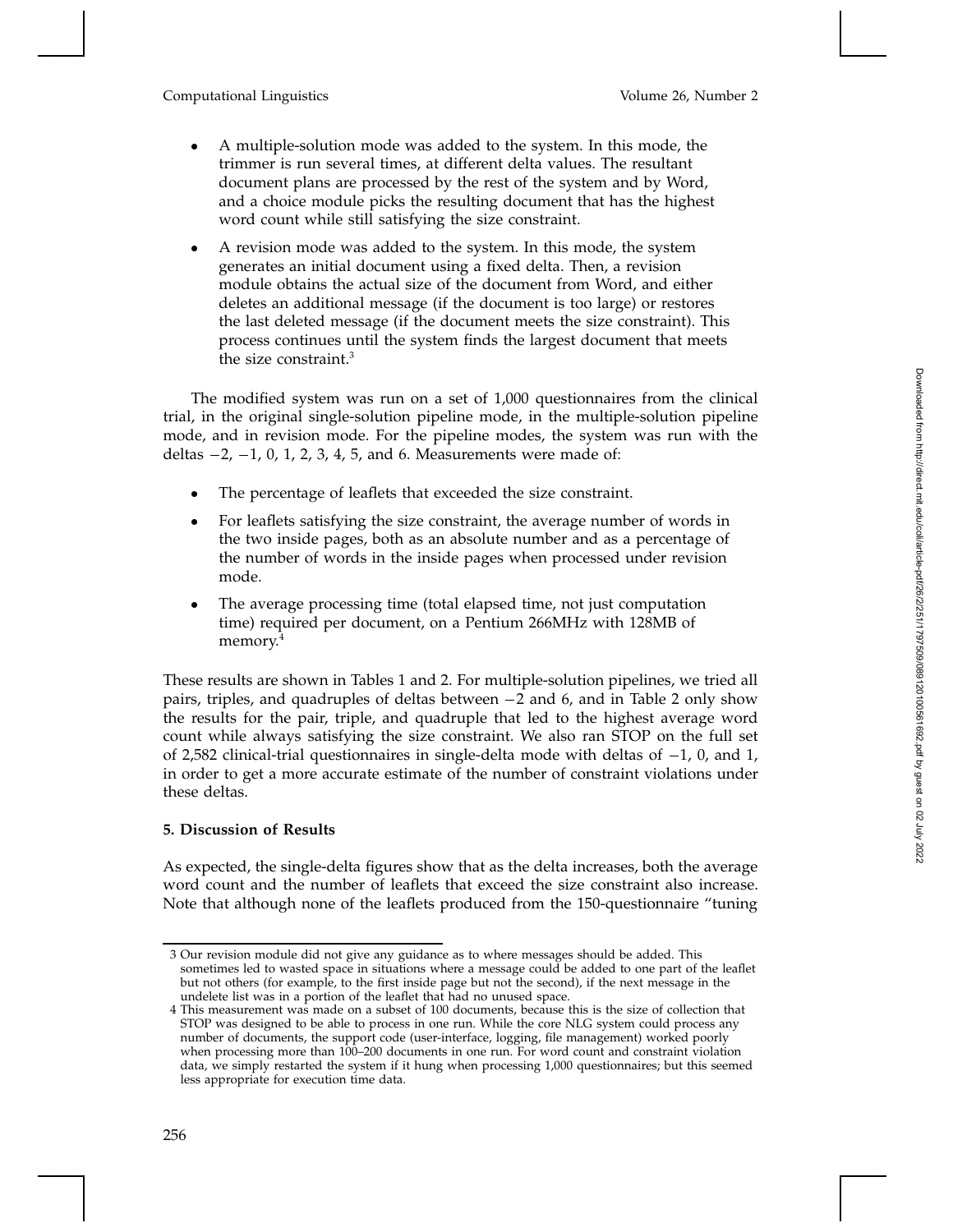- A multiple-solution mode was added to the system. In this mode, the trimmer is run several times, at different delta values. The resultant document plans are processed by the rest of the system and by Word, and a choice module picks the resulting document that has the highest word count while still satisfying the size constraint.
- A revision mode was added to the system. In this mode, the system generates an initial document using a fixed delta. Then, a revision module obtains the actual size of the document from Word, and either deletes an additional message (if the document is too large) or restores the last deleted message (if the document meets the size constraint). This process continues until the system finds the largest document that meets the size constraint.[3]

The modified system was run on a set of 1,000 questionnaires from the clinical trial, in the original single-solution pipeline mode, in the multiple-solution pipeline mode, and in revision mode. For the pipeline modes, the system was run with the deltas −2, −1, 0, 1, 2, 3, 4, 5, and 6. Measurements were made of:

- The percentage of leaflets that exceeded the size constraint.
- For leaflets satisfying the size constraint, the average number of words in the two inside pages, both as an absolute number and as a percentage of the number of words in the inside pages when processed under revision mode.
- The average processing time (total elapsed time, not just computation time) required per document, on a Pentium 266MHz with 128MB of memory.[4]

These results are shown in Tables 1 and 2. For multiple-solution pipelines, we tried all pairs, triples, and quadruples of deltas between −2 and 6, and in Table 2 only show the results for the pair, triple, and quadruple that led to the highest average word count while always satisfying the size constraint. We also ran STOP on the full set of 2,582 clinical-trial questionnaires in single-delta mode with deltas of −1, 0, and 1, in order to get a more accurate estimate of the number of constraint violations under these deltas.

## 5. Discussion of Results

As expected, the single-delta figures show that as the delta increases, both the average word count and the number of leaflets that exceed the size constraint also increase. Note that although none of the leaflets produced from the 150-questionnaire "tuning

3 Our revision module did not give any guidance as to where messages should be added. This sometimes led to wasted space in situations where a message could be added to one part of the leaflet but not others (for example, to the first inside page but not the second), if the next message in the undelete list was in a portion of the leaflet that had no unused space.

4 This measurement was made on a subset of 100 documents, because this is the size of collection that STOP was designed to be able to process in one run. While the core NLG system could process any number of documents, the support code (user-interface, logging, file management) worked poorly when processing more than 100–200 documents in one run. For word count and constraint violation data, we simply restarted the system if it hung when processing 1,000 questionnaires; but this seemed less appropriate for execution time data.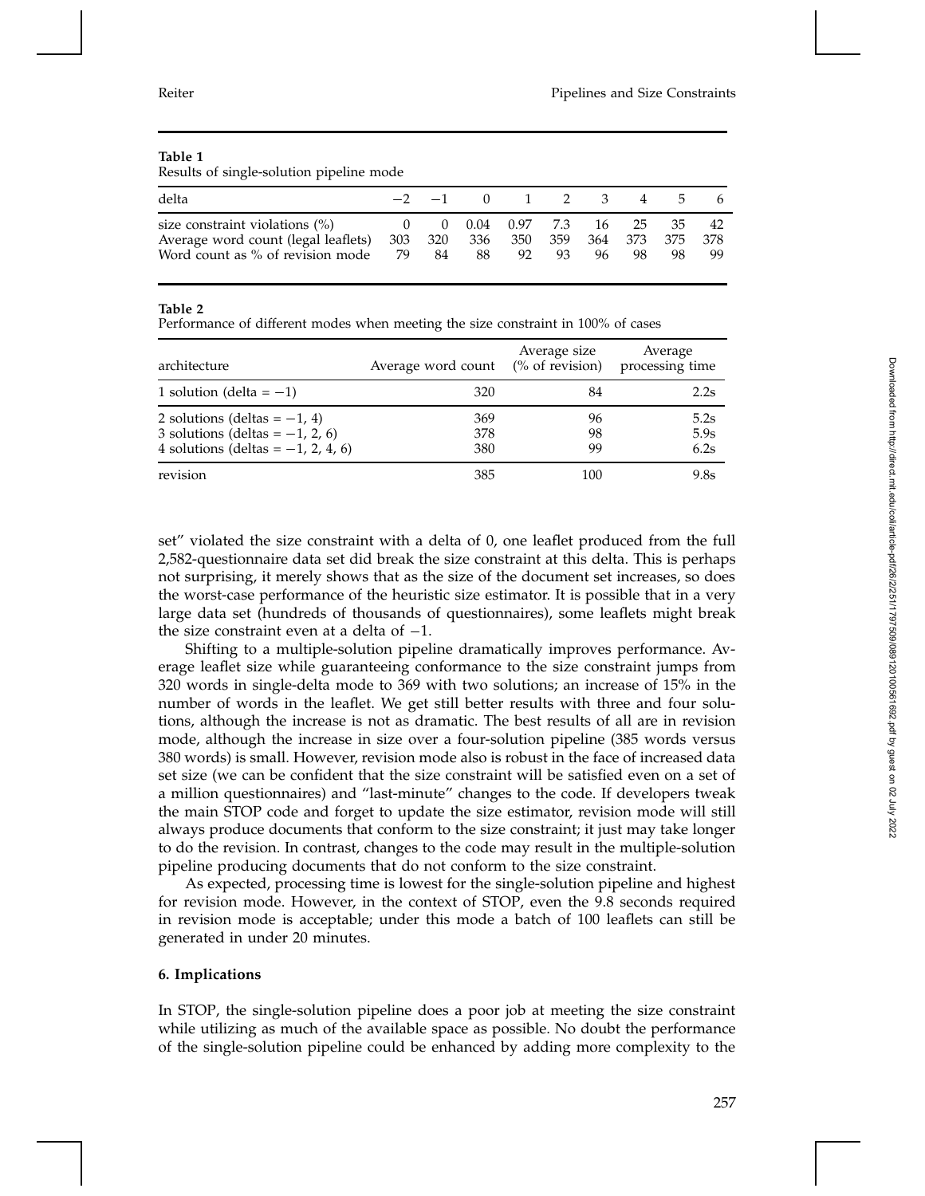**Table 1**
Results of single-solution pipeline mode

| delta | −2 | −1 | 0 | 1 | 2 | 3 | 4 | 5 | 6 |
|---|---|---|---|---|---|---|---|---|---|
| size constraint violations (%) | 0 | 0 | 0.04 | 0.97 | 7.3 | 16 | 25 | 35 | 42 |
| Average word count (legal leaflets) | 303 | 320 | 336 | 350 | 359 | 364 | 373 | 375 | 378 |
| Word count as % of revision mode | 79 | 84 | 88 | 92 | 93 | 96 | 98 | 98 | 99 |

**Table 2**
Performance of different modes when meeting the size constraint in 100% of cases

| architecture | Average word count | Average size (% of revision) | Average processing time |
|---|---|---|---|
| 1 solution (delta = −1) | 320 | 84 | 2.2s |
| 2 solutions (deltas = −1, 4) | 369 | 96 | 5.2s |
| 3 solutions (deltas = −1, 2, 6) | 378 | 98 | 5.9s |
| 4 solutions (deltas = −1, 2, 4, 6) | 380 | 99 | 6.2s |
| revision | 385 | 100 | 9.8s |

set" violated the size constraint with a delta of 0, one leaflet produced from the full 2,582-questionnaire data set did break the size constraint at this delta. This is perhaps not surprising, it merely shows that as the size of the document set increases, so does the worst-case performance of the heuristic size estimator. It is possible that in a very large data set (hundreds of thousands of questionnaires), some leaflets might break the size constraint even at a delta of −1.

Shifting to a multiple-solution pipeline dramatically improves performance. Average leaflet size while guaranteeing conformance to the size constraint jumps from 320 words in single-delta mode to 369 with two solutions; an increase of 15% in the number of words in the leaflet. We get still better results with three and four solutions, although the increase is not as dramatic. The best results of all are in revision mode, although the increase in size over a four-solution pipeline (385 words versus 380 words) is small. However, revision mode also is robust in the face of increased data set size (we can be confident that the size constraint will be satisfied even on a set of a million questionnaires) and "last-minute" changes to the code. If developers tweak the main STOP code and forget to update the size estimator, revision mode will still always produce documents that conform to the size constraint; it just may take longer to do the revision. In contrast, changes to the code may result in the multiple-solution pipeline producing documents that do not conform to the size constraint.

As expected, processing time is lowest for the single-solution pipeline and highest for revision mode. However, in the context of STOP, even the 9.8 seconds required in revision mode is acceptable; under this mode a batch of 100 leaflets can still be generated in under 20 minutes.

## 6. Implications

In STOP, the single-solution pipeline does a poor job at meeting the size constraint while utilizing as much of the available space as possible. No doubt the performance of the single-solution pipeline could be enhanced by adding more complexity to the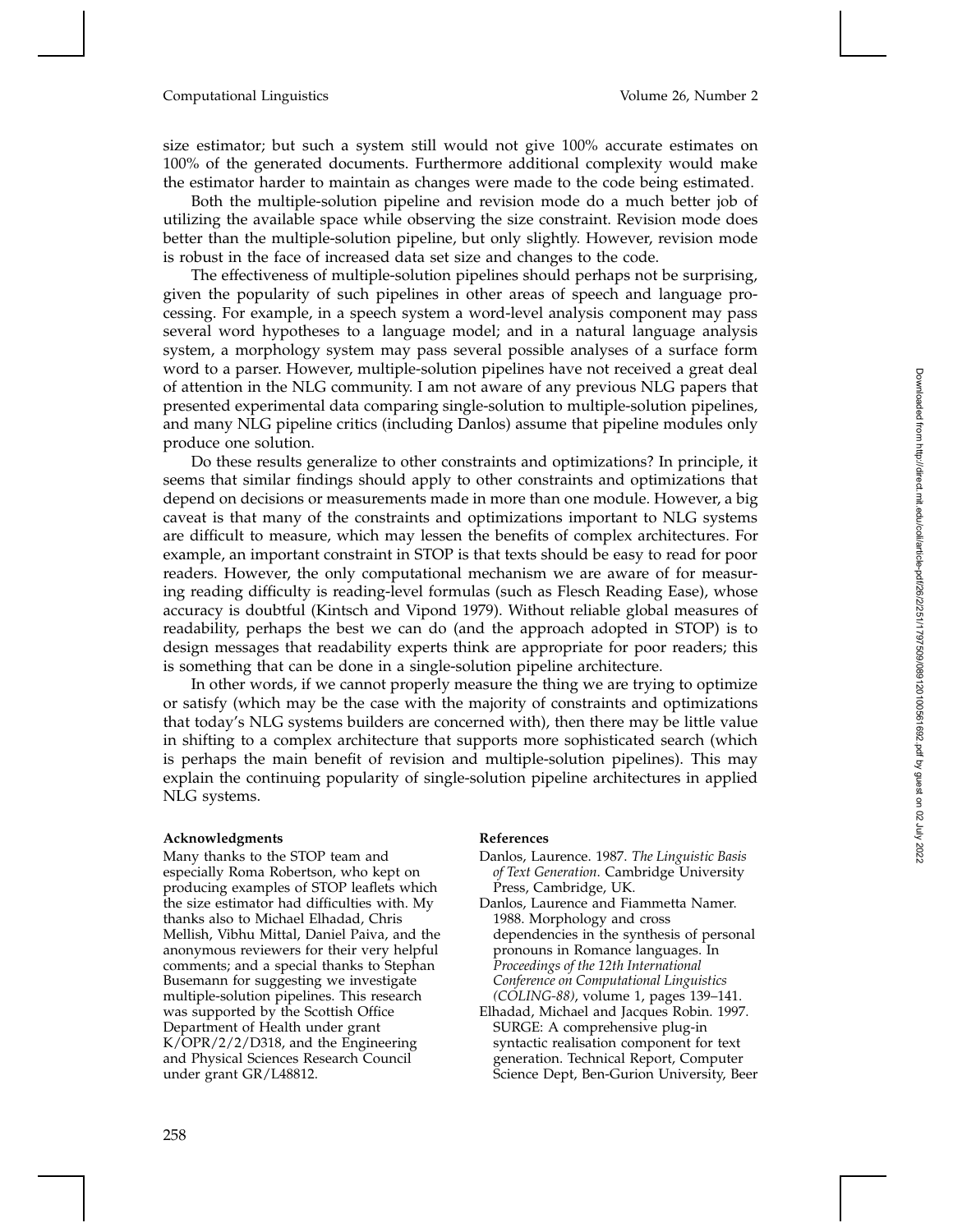size estimator; but such a system still would not give 100% accurate estimates on 100% of the generated documents. Furthermore additional complexity would make the estimator harder to maintain as changes were made to the code being estimated.

Both the multiple-solution pipeline and revision mode do a much better job of utilizing the available space while observing the size constraint. Revision mode does better than the multiple-solution pipeline, but only slightly. However, revision mode is robust in the face of increased data set size and changes to the code.

The effectiveness of multiple-solution pipelines should perhaps not be surprising, given the popularity of such pipelines in other areas of speech and language processing. For example, in a speech system a word-level analysis component may pass several word hypotheses to a language model; and in a natural language analysis system, a morphology system may pass several possible analyses of a surface form word to a parser. However, multiple-solution pipelines have not received a great deal of attention in the NLG community. I am not aware of any previous NLG papers that presented experimental data comparing single-solution to multiple-solution pipelines, and many NLG pipeline critics (including Danlos) assume that pipeline modules only produce one solution.

Do these results generalize to other constraints and optimizations? In principle, it seems that similar findings should apply to other constraints and optimizations that depend on decisions or measurements made in more than one module. However, a big caveat is that many of the constraints and optimizations important to NLG systems are difficult to measure, which may lessen the benefits of complex architectures. For example, an important constraint in STOP is that texts should be easy to read for poor readers. However, the only computational mechanism we are aware of for measuring reading difficulty is reading-level formulas (such as Flesch Reading Ease), whose accuracy is doubtful (Kintsch and Vipond 1979). Without reliable global measures of readability, perhaps the best we can do (and the approach adopted in STOP) is to design messages that readability experts think are appropriate for poor readers; this is something that can be done in a single-solution pipeline architecture.

In other words, if we cannot properly measure the thing we are trying to optimize or satisfy (which may be the case with the majority of constraints and optimizations that today's NLG systems builders are concerned with), then there may be little value in shifting to a complex architecture that supports more sophisticated search (which is perhaps the main benefit of revision and multiple-solution pipelines). This may explain the continuing popularity of single-solution pipeline architectures in applied NLG systems.

#### Acknowledgments

Many thanks to the STOP team and especially Roma Robertson, who kept on producing examples of STOP leaflets which the size estimator had difficulties with. My thanks also to Michael Elhadad, Chris Mellish, Vibhu Mittal, Daniel Paiva, and the anonymous reviewers for their very helpful comments; and a special thanks to Stephan Busemann for suggesting we investigate multiple-solution pipelines. This research was supported by the Scottish Office Department of Health under grant K/OPR/2/2/D318, and the Engineering and Physical Sciences Research Council under grant GR/L48812.

#### References

Danlos, Laurence. 1987. *The Linguistic Basis of Text Generation*. Cambridge University Press, Cambridge, UK.

Danlos, Laurence and Fiammetta Namer. 1988. Morphology and cross dependencies in the synthesis of personal pronouns in Romance languages. In *Proceedings of the 12th International Conference on Computational Linguistics (COLING-88)*, volume 1, pages 139–141.

Elhadad, Michael and Jacques Robin. 1997. SURGE: A comprehensive plug-in syntactic realisation component for text generation. Technical Report, Computer Science Dept, Ben-Gurion University, Beer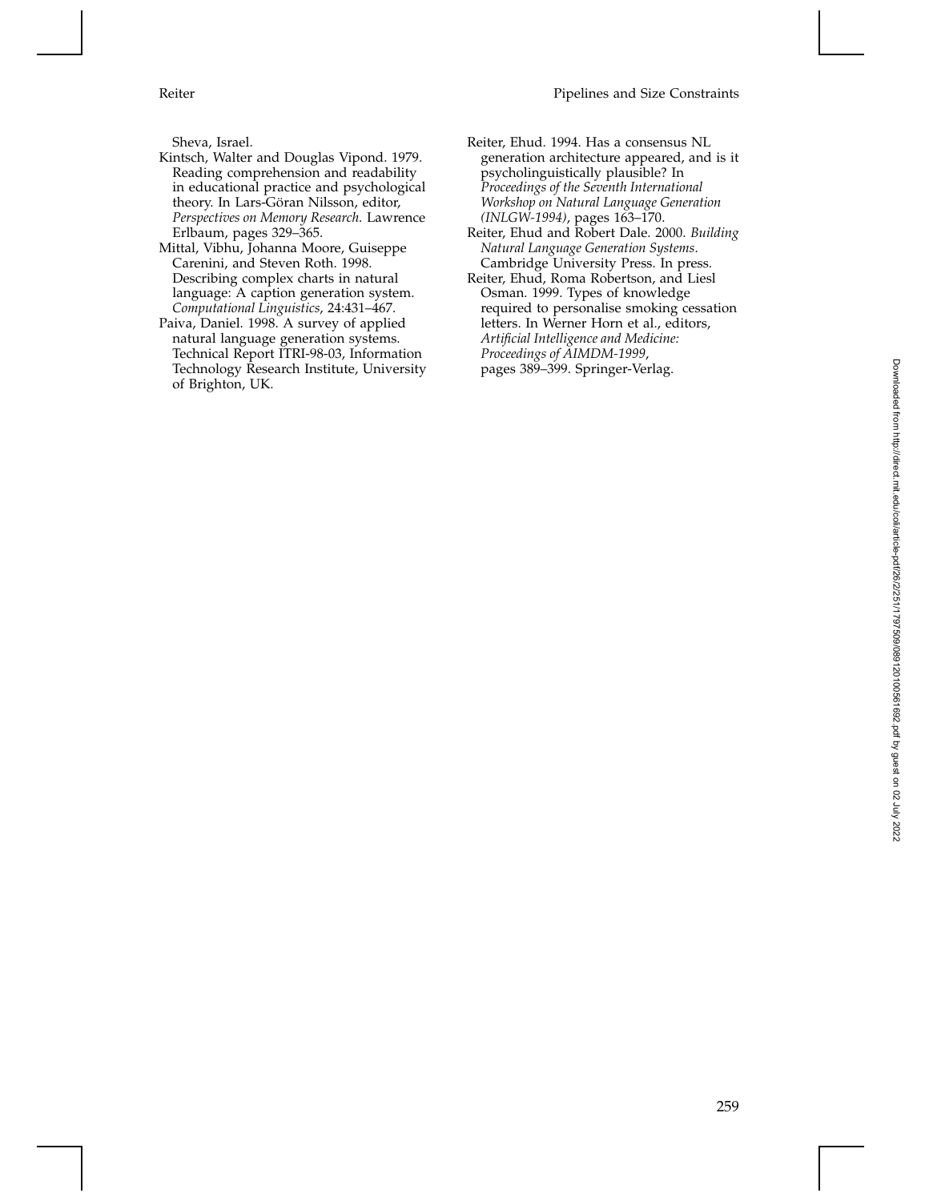Sheva, Israel.

Kintsch, Walter and Douglas Vipond. 1979. Reading comprehension and readability in educational practice and psychological theory. In Lars-Göran Nilsson, editor, *Perspectives on Memory Research*. Lawrence Erlbaum, pages 329–365.

Mittal, Vibhu, Johanna Moore, Guiseppe Carenini, and Steven Roth. 1998. Describing complex charts in natural language: A caption generation system. *Computational Linguistics*, 24:431–467.

Paiva, Daniel. 1998. A survey of applied natural language generation systems. Technical Report ITRI-98-03, Information Technology Research Institute, University of Brighton, UK.

Reiter, Ehud. 1994. Has a consensus NL generation architecture appeared, and is it psycholinguistically plausible? In *Proceedings of the Seventh International Workshop on Natural Language Generation (INLGW-1994)*, pages 163–170.

Reiter, Ehud and Robert Dale. 2000. *Building Natural Language Generation Systems*. Cambridge University Press. In press.

Reiter, Ehud, Roma Robertson, and Liesl Osman. 1999. Types of knowledge required to personalise smoking cessation letters. In Werner Horn et al., editors, *Artificial Intelligence and Medicine: Proceedings of AIMDM-1999*, pages 389–399. Springer-Verlag.